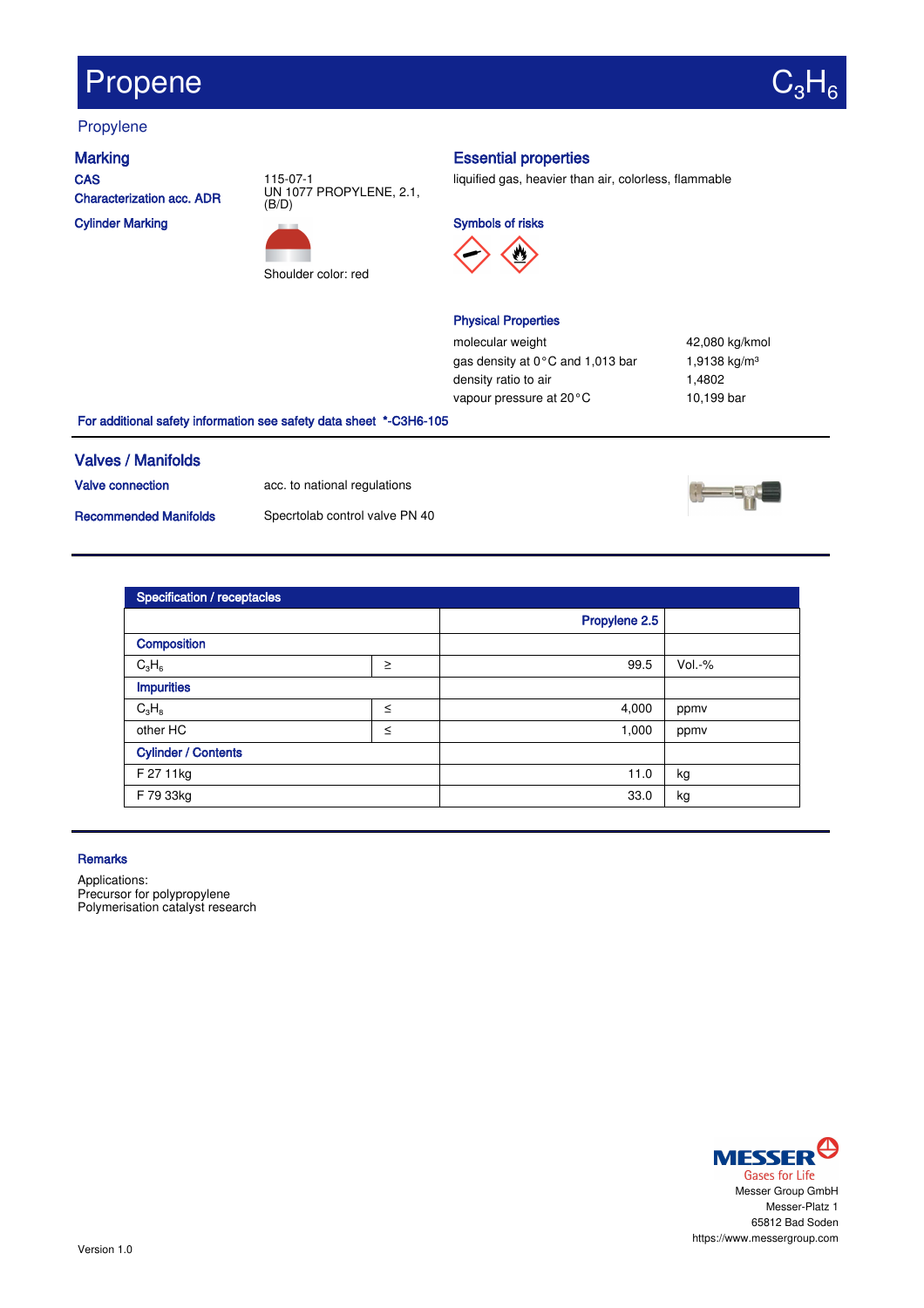# Propene $C_3H_6$

Propylene

## Marking

**CAS** 115-07-1

**Characterization acc. ADR** UN 1077 PROPYLENE, 2.1, (B/D)

**Cylinder Marking**

Shoulder color: red

## Essential properties

liquified gas, heavier than air, colorless, flammable

### Symbols of risks

### Physical Properties

| | |
|---|---|
| molecular weight | 42,080 kg/kmol |
| gas density at 0°C and 1,013 bar | 1,9138 kg/m³ |
| density ratio to air | 1,4802 |
| vapour pressure at 20°C | 10,199 bar |

**For additional safety information see safety data sheet *-C3H6-105**

## Valves / Manifolds

**Valve connection** acc. to national regulations

**Recommended Manifolds** Specrtolab control valve PN 40

**Specification / receptacles**

| | | Propylene 2.5 | |
|---|---|---|---|
| **Composition** | | | |
| $C_3H_6$ | ≥ | 99.5 | Vol.-% |
| **Impurities** | | | |
| $C_3H_8$ | ≤ | 4,000 | ppmv |
| other HC | ≤ | 1,000 | ppmv |
| **Cylinder / Contents** | | | |
| F 27 11kg | | 11.0 | kg |
| F 79 33kg | | 33.0 | kg |

## Remarks

Applications:
Precursor for polypropylene
Polymerisation catalyst research

MESSER Gases for Life
Messer Group GmbH
Messer-Platz 1
65812 Bad Soden
https://www.messergroup.com

Version 1.0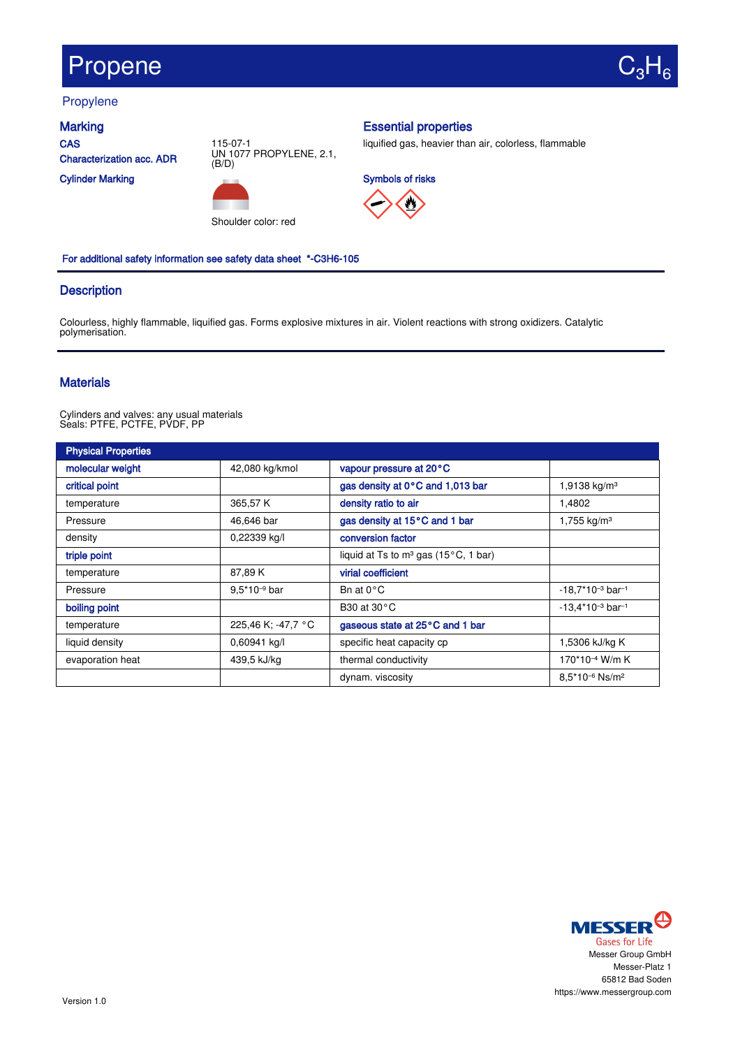# Propene $C_3H_6$

Propylene

## Marking

**CAS** 115-07-1

**Characterization acc. ADR** UN 1077 PROPYLENE, 2.1, (B/D)

**Cylinder Marking**

Shoulder color: red

## Essential properties

liquified gas, heavier than air, colorless, flammable

**Symbols of risks**

**For additional safety information see safety data sheet \*-C3H6-105**

## Description

Colourless, highly flammable, liquified gas. Forms explosive mixtures in air. Violent reactions with strong oxidizers. Catalytic polymerisation.

## Materials

Cylinders and valves: any usual materials
Seals: PTFE, PCTFE, PVDF, PP

| Physical Properties | | | |
|---|---|---|---|
| **molecular weight** | 42,080 kg/kmol | **vapour pressure at 20°C** | |
| **critical point** | | **gas density at 0°C and 1,013 bar** | 1,9138 kg/m³ |
| temperature | 365,57 K | **density ratio to air** | 1,4802 |
| Pressure | 46,646 bar | **gas density at 15°C and 1 bar** | 1,755 kg/m³ |
| density | 0,22339 kg/l | **conversion factor** | |
| **triple point** | | liquid at Ts to m³ gas (15°C, 1 bar) | |
| temperature | 87,89 K | **virial coefficient** | |
| Pressure | $9{,}5 \cdot 10^{-9}$ bar | Bn at 0°C | $-18{,}7 \cdot 10^{-3}$ bar$^{-1}$ |
| **boiling point** | | B30 at 30°C | $-13{,}4 \cdot 10^{-3}$ bar$^{-1}$ |
| temperature | 225,46 K; -47,7 °C | **gaseous state at 25°C and 1 bar** | |
| liquid density | 0,60941 kg/l | specific heat capacity cp | 1,5306 kJ/kg K |
| evaporation heat | 439,5 kJ/kg | thermal conductivity | $170 \cdot 10^{-4}$ W/m K |
| | | dynam. viscosity | $8{,}5 \cdot 10^{-6}$ Ns/m² |

MESSER
Gases for Life
Messer Group GmbH
Messer-Platz 1
65812 Bad Soden
https://www.messergroup.com

Version 1.0